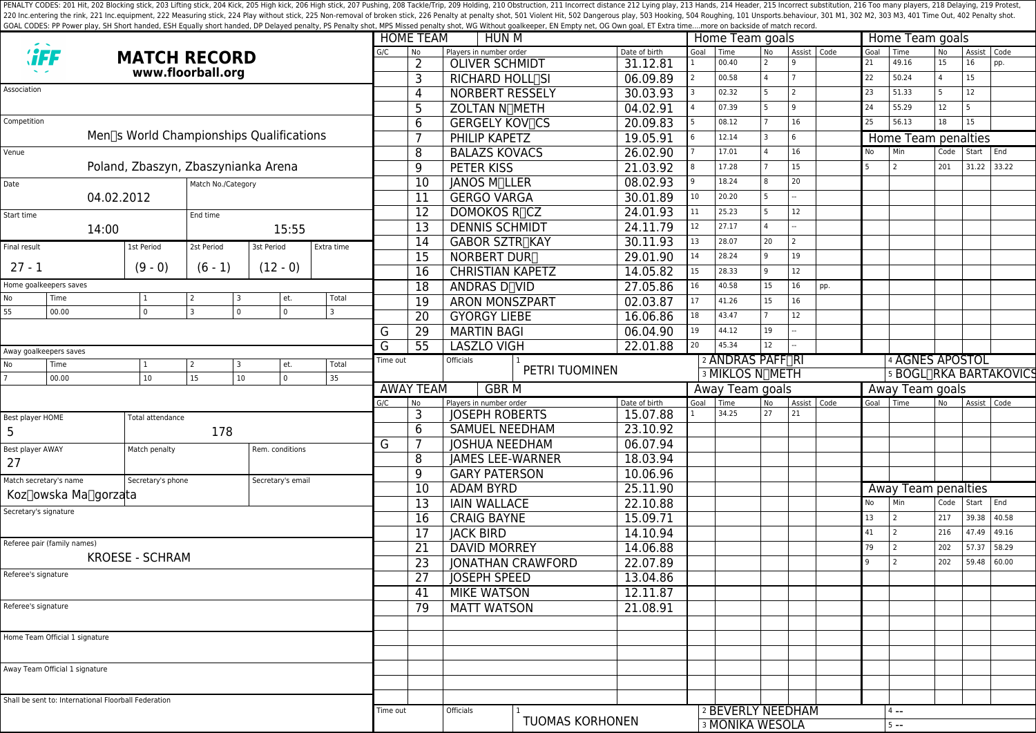PENALTY CODES: 201 Hit, 202 Blocking stick, 203 Lifting stick, 204 Kick, 205 High kick, 206 High stick, 207 Pushing, 208 Tackle/Trip, 209 Holding, 210 Obstruction, 211 Incorrect distance 212 Lying play, 213 Hands, 214 Header, 215 Incorrect substitution, 216 Too many players, 218 Delaying, 219 Protest, 220 Inc.entering the rink, 221 Inc.equipment, 222 Measuring stick, 224 Play without stick, 225 Non-removal of broken stick, 226 Penalty at penalty shot, 501 Violent Hit, 502 Dangerous play, 503 Hooking, 504 Roughing, 101 Unsports.behaviour, 301 M1, 302 M2, 303 M3, 401 Time Out, 402 Penalty shot.
GOAL CODES: PP Power play, SH Short handed, ESH Equally short handed, DP Delayed penalty, PS Penalty shot, MPS Missed penalty shot, WG Without goalkeeper, EN Empty net, OG Own goal, ET Extra time....more on backside of match record.

# MATCH RECORD

**www.floorball.org**

| Field | Value |
|---|---|
| Association | |
| Competition | Men□s World Championships Qualifications |
| Venue | Poland, Zbaszyn, Zbaszynianka Arena |
| Date | 04.02.2012 |
| Match No./Category | |
| Start time | 14:00 |
| End time | 15:55 |

| Final result | 1st Period | 2st Period | 3st Period | Extra time |
|---|---|---|---|---|
| 27 - 1 | (9 - 0) | (6 - 1) | (12 - 0) | |

Home goalkeepers saves

| No | Time | 1 | 2 | 3 | et. | Total |
|---|---|---|---|---|---|---|
| 55 | 00.00 | 0 | 3 | 0 | 0 | 3 |

Away goalkeepers saves

| No | Time | 1 | 2 | 3 | et. | Total |
|---|---|---|---|---|---|---|
| 7 | 00.00 | 10 | 15 | 10 | 0 | 35 |

| Field | Value |
|---|---|
| Best player HOME | 5 |
| Total attendance | 178 |
| Best player AWAY | 27 |
| Match penalty | |
| Rem. conditions | |
| Match secretary's name | Koz□owska Ma□gorzata |
| Secretary's phone | |
| Secretary's email | |
| Secretary's signature | |
| Referee pair (family names) | KROESE - SCHRAM |
| Referee's signature | |
| Referee's signature | |
| Home Team Official 1 signature | |
| Away Team Official 1 signature | |

Shall be sent to: International Floorball Federation

## HOME TEAM HUN M

| G/C | No | Players in number order | Date of birth |
|---|---|---|---|
| | 2 | OLIVER SCHMIDT | 31.12.81 |
| | 3 | RICHARD HOLL□SI | 06.09.89 |
| | 4 | NORBERT RESSELY | 30.03.93 |
| | 5 | ZOLTAN N□METH | 04.02.91 |
| | 6 | GERGELY KOV□CS | 20.09.83 |
| | 7 | PHILIP KAPETZ | 19.05.91 |
| | 8 | BALAZS KOVACS | 26.02.90 |
| | 9 | PETER KISS | 21.03.92 |
| | 10 | JANOS M□LLER | 08.02.93 |
| | 11 | GERGO VARGA | 30.01.89 |
| | 12 | DOMOKOS R□CZ | 24.01.93 |
| | 13 | DENNIS SCHMIDT | 24.11.79 |
| | 14 | GABOR SZTR□KAY | 30.11.93 |
| | 15 | NORBERT DUR□ | 29.01.90 |
| | 16 | CHRISTIAN KAPETZ | 14.05.82 |
| | 18 | ANDRAS D□VID | 27.05.86 |
| | 19 | ARON MONSZPART | 02.03.87 |
| | 20 | GYORGY LIEBE | 16.06.86 |
| G | 29 | MARTIN BAGI | 06.04.90 |
| G | 55 | LASZLO VIGH | 22.01.88 |

Time out: | Officials: 1 PETRI TUOMINEN, 2 ANDRAS PAFF□RI, 3 MIKLOS N□METH, 4 AGNES APOSTOL, 5 BOGL□RKA BARTAKOVICS

### Home Team goals

| Goal | Time | No | Assist | Code |
|---|---|---|---|---|
| 1 | 00.40 | 2 | 9 | |
| 2 | 00.58 | 4 | 7 | |
| 3 | 02.32 | 5 | 2 | |
| 4 | 07.39 | 5 | 9 | |
| 5 | 08.12 | 7 | 16 | |
| 6 | 12.14 | 3 | 6 | |
| 7 | 17.01 | 4 | 16 | |
| 8 | 17.28 | 7 | 15 | |
| 9 | 18.24 | 8 | 20 | |
| 10 | 20.20 | 5 | -- | |
| 11 | 25.23 | 5 | 12 | |
| 12 | 27.17 | 4 | -- | |
| 13 | 28.07 | 20 | 2 | |
| 14 | 28.24 | 9 | 19 | |
| 15 | 28.33 | 9 | 12 | |
| 16 | 40.58 | 15 | 16 | pp. |
| 17 | 41.26 | 15 | 16 | |
| 18 | 43.47 | 7 | 12 | |
| 19 | 44.12 | 19 | -- | |
| 20 | 45.34 | 12 | -- | |
| 21 | 49.16 | 15 | 16 | pp. |
| 22 | 50.24 | 4 | 15 | |
| 23 | 51.33 | 5 | 12 | |
| 24 | 55.29 | 12 | 5 | |
| 25 | 56.13 | 18 | 15 | |

### Home Team penalties

| No | Min | Code | Start | End |
|---|---|---|---|---|
| 5 | 2 | 201 | 31.22 | 33.22 |

## AWAY TEAM GBR M

| G/C | No | Players in number order | Date of birth |
|---|---|---|---|
| | 3 | JOSEPH ROBERTS | 15.07.88 |
| | 6 | SAMUEL NEEDHAM | 23.10.92 |
| G | 7 | JOSHUA NEEDHAM | 06.07.94 |
| | 8 | JAMES LEE-WARNER | 18.03.94 |
| | 9 | GARY PATERSON | 10.06.96 |
| | 10 | ADAM BYRD | 25.11.90 |
| | 13 | IAIN WALLACE | 22.10.88 |
| | 16 | CRAIG BAYNE | 15.09.71 |
| | 17 | JACK BIRD | 14.10.94 |
| | 21 | DAVID MORREY | 14.06.88 |
| | 23 | JONATHAN CRAWFORD | 22.07.89 |
| | 27 | JOSEPH SPEED | 13.04.86 |
| | 41 | MIKE WATSON | 12.11.87 |
| | 79 | MATT WATSON | 21.08.91 |

Time out: | Officials: 1 TUOMAS KORHONEN, 2 BEVERLY NEEDHAM, 3 MONIKA WESOLA, 4 --, 5 --

### Away Team goals

| Goal | Time | No | Assist | Code |
|---|---|---|---|---|
| 1 | 34.25 | 27 | 21 | |

### Away Team penalties

| No | Min | Code | Start | End |
|---|---|---|---|---|
| 13 | 2 | 217 | 39.38 | 40.58 |
| 41 | 2 | 216 | 47.49 | 49.16 |
| 79 | 2 | 202 | 57.37 | 58.29 |
| 9 | 2 | 202 | 59.48 | 60.00 |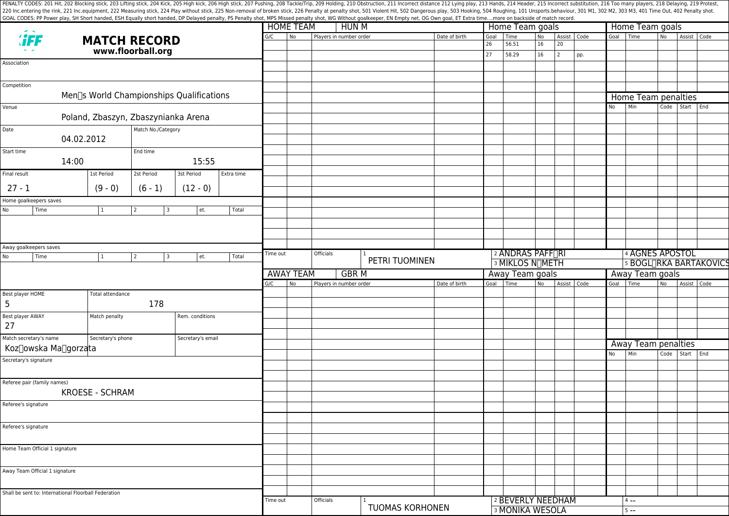PENALTY CODES: 201 Hit, 202 Blocking stick, 203 Lifting stick, 204 Kick, 205 High kick, 206 High stick, 207 Pushing, 208 Tackle/Trip, 209 Holding, 210 Obstruction, 211 Incorrect distance 212 Lying play, 213 Hands, 214 Header, 215 Incorrect substitution, 216 Too many players, 218 Delaying, 219 Protest, 220 Inc.entering the rink, 221 Inc.equipment, 222 Measuring stick, 224 Play without stick, 225 Non-removal of broken stick, 226 Penalty at penalty shot, 501 Violent Hit, 502 Dangerous play, 503 Hooking, 504 Roughing, 101 Unsports.behaviour, 301 M1, 302 M2, 303 M3, 401 Time Out, 402 Penalty shot.

GOAL CODES: PP Power play, SH Short handed, ESH Equally short handed, DP Delayed penalty, PS Penalty shot, MPS Missed penalty shot, WG Without goalkeeper, EN Empty net, OG Own goal, ET Extra time....more on backside of match record.

# MATCH RECORD

**www.floorball.org**

| | |
|---|---|
| Association | |
| Competition | Men's World Championships Qualifications |
| Venue | Poland, Zbaszyn, Zbaszynianka Arena |
| Date | 04.02.2012 |
| Match No./Category | |
| Start time | 14:00 |
| End time | 15:55 |

| Final result | 1st Period | 2st Period | 3st Period | Extra time |
|---|---|---|---|---|
| 27 - 1 | (9 - 0) | (6 - 1) | (12 - 0) | |

Home goalkeepers saves

| No | Time | 1 | 2 | 3 | et. | Total |
|---|---|---|---|---|---|---|
| | | | | | | |

Away goalkeepers saves

| No | Time | 1 | 2 | 3 | et. | Total |
|---|---|---|---|---|---|---|
| | | | | | | |

| | | |
|---|---|---|
| Best player HOME: 5 | Total attendance: 178 | |
| Best player AWAY: 27 | Match penalty | Rem. conditions |
| Match secretary's name: Koz?owska Ma?gorzata | Secretary's phone | Secretary's email |

Secretary's signature

Referee pair (family names): KROESE - SCHRAM

Referee's signature

Referee's signature

Home Team Official 1 signature

Away Team Official 1 signature

Shall be sent to: International Floorball Federation

## HOME TEAM: HUN M

| G/C | No | Players in number order | Date of birth |
|---|---|---|---|
| | | | |

Time out:

Officials: 1 PETRI TUOMINEN, 2 ANDRAS PAFF?RI, 3 MIKLOS N?METH, 4 AGNES APOSTOL, 5 BOGL?RKA BARTAKOVICS

### Home Team goals

| Goal | Time | No | Assist | Code |
|---|---|---|---|---|
| 26 | 56.51 | 16 | 20 | |
| 27 | 58.29 | 16 | 2 | pp. |

### Home Team penalties

| No | Min | Code | Start | End |
|---|---|---|---|---|
| | | | | |

## AWAY TEAM: GBR M

| G/C | No | Players in number order | Date of birth |
|---|---|---|---|
| | | | |

Time out:

Officials: 1 TUOMAS KORHONEN, 2 BEVERLY NEEDHAM, 3 MONIKA WESOLA, 4 --, 5 --

### Away Team goals

| Goal | Time | No | Assist | Code |
|---|---|---|---|---|
| | | | | |

### Away Team penalties

| No | Min | Code | Start | End |
|---|---|---|---|---|
| | | | | |